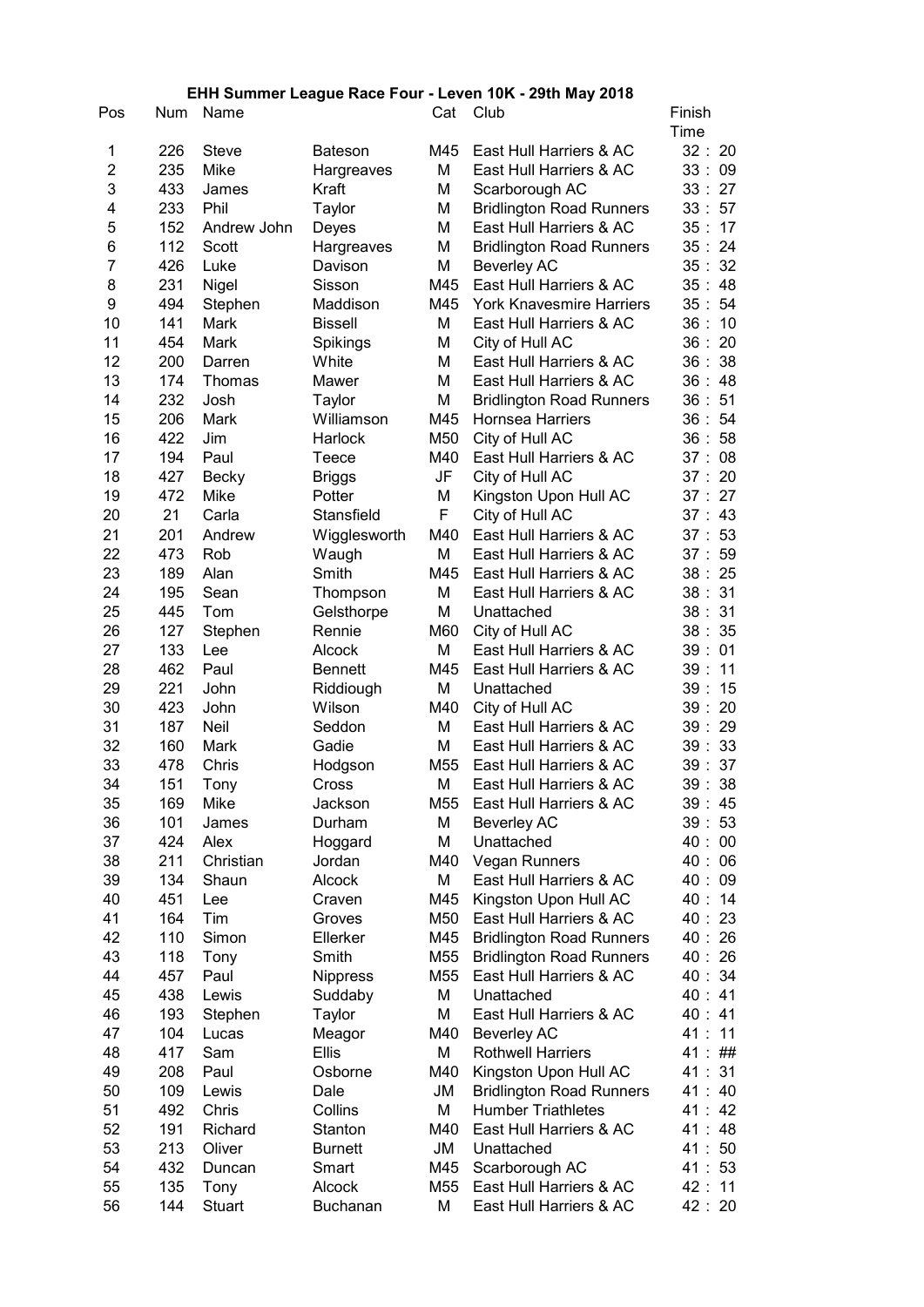# EHH Summer League Race Four - Leven 10K - 29th May 2018

| Pos | Num | Name | | Cat | Club | Finish Time |
|---|---|---|---|---|---|---|
| 1 | 226 | Steve | Bateson | M45 | East Hull Harriers & AC | 32 : 20 |
| 2 | 235 | Mike | Hargreaves | M | East Hull Harriers & AC | 33 : 09 |
| 3 | 433 | James | Kraft | M | Scarborough AC | 33 : 27 |
| 4 | 233 | Phil | Taylor | M | Bridlington Road Runners | 33 : 57 |
| 5 | 152 | Andrew John | Deyes | M | East Hull Harriers & AC | 35 : 17 |
| 6 | 112 | Scott | Hargreaves | M | Bridlington Road Runners | 35 : 24 |
| 7 | 426 | Luke | Davison | M | Beverley AC | 35 : 32 |
| 8 | 231 | Nigel | Sisson | M45 | East Hull Harriers & AC | 35 : 48 |
| 9 | 494 | Stephen | Maddison | M45 | York Knavesmire Harriers | 35 : 54 |
| 10 | 141 | Mark | Bissell | M | East Hull Harriers & AC | 36 : 10 |
| 11 | 454 | Mark | Spikings | M | City of Hull AC | 36 : 20 |
| 12 | 200 | Darren | White | M | East Hull Harriers & AC | 36 : 38 |
| 13 | 174 | Thomas | Mawer | M | East Hull Harriers & AC | 36 : 48 |
| 14 | 232 | Josh | Taylor | M | Bridlington Road Runners | 36 : 51 |
| 15 | 206 | Mark | Williamson | M45 | Hornsea Harriers | 36 : 54 |
| 16 | 422 | Jim | Harlock | M50 | City of Hull AC | 36 : 58 |
| 17 | 194 | Paul | Teece | M40 | East Hull Harriers & AC | 37 : 08 |
| 18 | 427 | Becky | Briggs | JF | City of Hull AC | 37 : 20 |
| 19 | 472 | Mike | Potter | M | Kingston Upon Hull AC | 37 : 27 |
| 20 | 21 | Carla | Stansfield | F | City of Hull AC | 37 : 43 |
| 21 | 201 | Andrew | Wigglesworth | M40 | East Hull Harriers & AC | 37 : 53 |
| 22 | 473 | Rob | Waugh | M | East Hull Harriers & AC | 37 : 59 |
| 23 | 189 | Alan | Smith | M45 | East Hull Harriers & AC | 38 : 25 |
| 24 | 195 | Sean | Thompson | M | East Hull Harriers & AC | 38 : 31 |
| 25 | 445 | Tom | Gelsthorpe | M | Unattached | 38 : 31 |
| 26 | 127 | Stephen | Rennie | M60 | City of Hull AC | 38 : 35 |
| 27 | 133 | Lee | Alcock | M | East Hull Harriers & AC | 39 : 01 |
| 28 | 462 | Paul | Bennett | M45 | East Hull Harriers & AC | 39 : 11 |
| 29 | 221 | John | Riddiough | M | Unattached | 39 : 15 |
| 30 | 423 | John | Wilson | M40 | City of Hull AC | 39 : 20 |
| 31 | 187 | Neil | Seddon | M | East Hull Harriers & AC | 39 : 29 |
| 32 | 160 | Mark | Gadie | M | East Hull Harriers & AC | 39 : 33 |
| 33 | 478 | Chris | Hodgson | M55 | East Hull Harriers & AC | 39 : 37 |
| 34 | 151 | Tony | Cross | M | East Hull Harriers & AC | 39 : 38 |
| 35 | 169 | Mike | Jackson | M55 | East Hull Harriers & AC | 39 : 45 |
| 36 | 101 | James | Durham | M | Beverley AC | 39 : 53 |
| 37 | 424 | Alex | Hoggard | M | Unattached | 40 : 00 |
| 38 | 211 | Christian | Jordan | M40 | Vegan Runners | 40 : 06 |
| 39 | 134 | Shaun | Alcock | M | East Hull Harriers & AC | 40 : 09 |
| 40 | 451 | Lee | Craven | M45 | Kingston Upon Hull AC | 40 : 14 |
| 41 | 164 | Tim | Groves | M50 | East Hull Harriers & AC | 40 : 23 |
| 42 | 110 | Simon | Ellerker | M45 | Bridlington Road Runners | 40 : 26 |
| 43 | 118 | Tony | Smith | M55 | Bridlington Road Runners | 40 : 26 |
| 44 | 457 | Paul | Nippress | M55 | East Hull Harriers & AC | 40 : 34 |
| 45 | 438 | Lewis | Suddaby | M | Unattached | 40 : 41 |
| 46 | 193 | Stephen | Taylor | M | East Hull Harriers & AC | 40 : 41 |
| 47 | 104 | Lucas | Meagor | M40 | Beverley AC | 41 : 11 |
| 48 | 417 | Sam | Ellis | M | Rothwell Harriers | 41 : ## |
| 49 | 208 | Paul | Osborne | M40 | Kingston Upon Hull AC | 41 : 31 |
| 50 | 109 | Lewis | Dale | JM | Bridlington Road Runners | 41 : 40 |
| 51 | 492 | Chris | Collins | M | Humber Triathletes | 41 : 42 |
| 52 | 191 | Richard | Stanton | M40 | East Hull Harriers & AC | 41 : 48 |
| 53 | 213 | Oliver | Burnett | JM | Unattached | 41 : 50 |
| 54 | 432 | Duncan | Smart | M45 | Scarborough AC | 41 : 53 |
| 55 | 135 | Tony | Alcock | M55 | East Hull Harriers & AC | 42 : 11 |
| 56 | 144 | Stuart | Buchanan | M | East Hull Harriers & AC | 42 : 20 |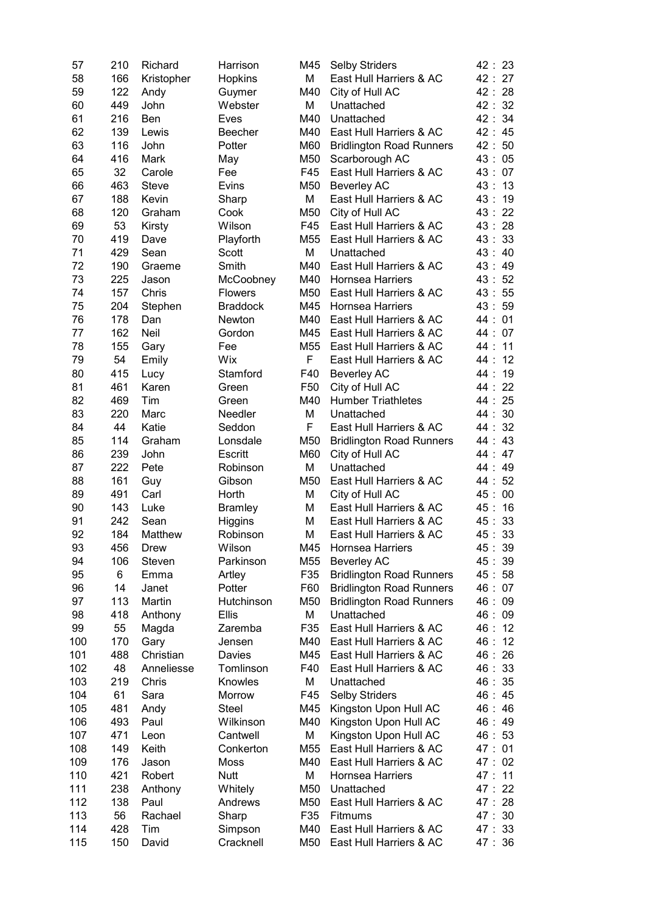| 57 | 210 | Richard | Harrison | M45 | Selby Striders | 42 : 23 |
|---|---|---|---|---|---|---|
| 58 | 166 | Kristopher | Hopkins | M | East Hull Harriers & AC | 42 : 27 |
| 59 | 122 | Andy | Guymer | M40 | City of Hull AC | 42 : 28 |
| 60 | 449 | John | Webster | M | Unattached | 42 : 32 |
| 61 | 216 | Ben | Eves | M40 | Unattached | 42 : 34 |
| 62 | 139 | Lewis | Beecher | M40 | East Hull Harriers & AC | 42 : 45 |
| 63 | 116 | John | Potter | M60 | Bridlington Road Runners | 42 : 50 |
| 64 | 416 | Mark | May | M50 | Scarborough AC | 43 : 05 |
| 65 | 32 | Carole | Fee | F45 | East Hull Harriers & AC | 43 : 07 |
| 66 | 463 | Steve | Evins | M50 | Beverley AC | 43 : 13 |
| 67 | 188 | Kevin | Sharp | M | East Hull Harriers & AC | 43 : 19 |
| 68 | 120 | Graham | Cook | M50 | City of Hull AC | 43 : 22 |
| 69 | 53 | Kirsty | Wilson | F45 | East Hull Harriers & AC | 43 : 28 |
| 70 | 419 | Dave | Playforth | M55 | East Hull Harriers & AC | 43 : 33 |
| 71 | 429 | Sean | Scott | M | Unattached | 43 : 40 |
| 72 | 190 | Graeme | Smith | M40 | East Hull Harriers & AC | 43 : 49 |
| 73 | 225 | Jason | McCoobney | M40 | Hornsea Harriers | 43 : 52 |
| 74 | 157 | Chris | Flowers | M50 | East Hull Harriers & AC | 43 : 55 |
| 75 | 204 | Stephen | Braddock | M45 | Hornsea Harriers | 43 : 59 |
| 76 | 178 | Dan | Newton | M40 | East Hull Harriers & AC | 44 : 01 |
| 77 | 162 | Neil | Gordon | M45 | East Hull Harriers & AC | 44 : 07 |
| 78 | 155 | Gary | Fee | M55 | East Hull Harriers & AC | 44 : 11 |
| 79 | 54 | Emily | Wix | F | East Hull Harriers & AC | 44 : 12 |
| 80 | 415 | Lucy | Stamford | F40 | Beverley AC | 44 : 19 |
| 81 | 461 | Karen | Green | F50 | City of Hull AC | 44 : 22 |
| 82 | 469 | Tim | Green | M40 | Humber Triathletes | 44 : 25 |
| 83 | 220 | Marc | Needler | M | Unattached | 44 : 30 |
| 84 | 44 | Katie | Seddon | F | East Hull Harriers & AC | 44 : 32 |
| 85 | 114 | Graham | Lonsdale | M50 | Bridlington Road Runners | 44 : 43 |
| 86 | 239 | John | Escritt | M60 | City of Hull AC | 44 : 47 |
| 87 | 222 | Pete | Robinson | M | Unattached | 44 : 49 |
| 88 | 161 | Guy | Gibson | M50 | East Hull Harriers & AC | 44 : 52 |
| 89 | 491 | Carl | Horth | M | City of Hull AC | 45 : 00 |
| 90 | 143 | Luke | Bramley | M | East Hull Harriers & AC | 45 : 16 |
| 91 | 242 | Sean | Higgins | M | East Hull Harriers & AC | 45 : 33 |
| 92 | 184 | Matthew | Robinson | M | East Hull Harriers & AC | 45 : 33 |
| 93 | 456 | Drew | Wilson | M45 | Hornsea Harriers | 45 : 39 |
| 94 | 106 | Steven | Parkinson | M55 | Beverley AC | 45 : 39 |
| 95 | 6 | Emma | Artley | F35 | Bridlington Road Runners | 45 : 58 |
| 96 | 14 | Janet | Potter | F60 | Bridlington Road Runners | 46 : 07 |
| 97 | 113 | Martin | Hutchinson | M50 | Bridlington Road Runners | 46 : 09 |
| 98 | 418 | Anthony | Ellis | M | Unattached | 46 : 09 |
| 99 | 55 | Magda | Zaremba | F35 | East Hull Harriers & AC | 46 : 12 |
| 100 | 170 | Gary | Jensen | M40 | East Hull Harriers & AC | 46 : 12 |
| 101 | 488 | Christian | Davies | M45 | East Hull Harriers & AC | 46 : 26 |
| 102 | 48 | Anneliesse | Tomlinson | F40 | East Hull Harriers & AC | 46 : 33 |
| 103 | 219 | Chris | Knowles | M | Unattached | 46 : 35 |
| 104 | 61 | Sara | Morrow | F45 | Selby Striders | 46 : 45 |
| 105 | 481 | Andy | Steel | M45 | Kingston Upon Hull AC | 46 : 46 |
| 106 | 493 | Paul | Wilkinson | M40 | Kingston Upon Hull AC | 46 : 49 |
| 107 | 471 | Leon | Cantwell | M | Kingston Upon Hull AC | 46 : 53 |
| 108 | 149 | Keith | Conkerton | M55 | East Hull Harriers & AC | 47 : 01 |
| 109 | 176 | Jason | Moss | M40 | East Hull Harriers & AC | 47 : 02 |
| 110 | 421 | Robert | Nutt | M | Hornsea Harriers | 47 : 11 |
| 111 | 238 | Anthony | Whitely | M50 | Unattached | 47 : 22 |
| 112 | 138 | Paul | Andrews | M50 | East Hull Harriers & AC | 47 : 28 |
| 113 | 56 | Rachael | Sharp | F35 | Fitmums | 47 : 30 |
| 114 | 428 | Tim | Simpson | M40 | East Hull Harriers & AC | 47 : 33 |
| 115 | 150 | David | Cracknell | M50 | East Hull Harriers & AC | 47 : 36 |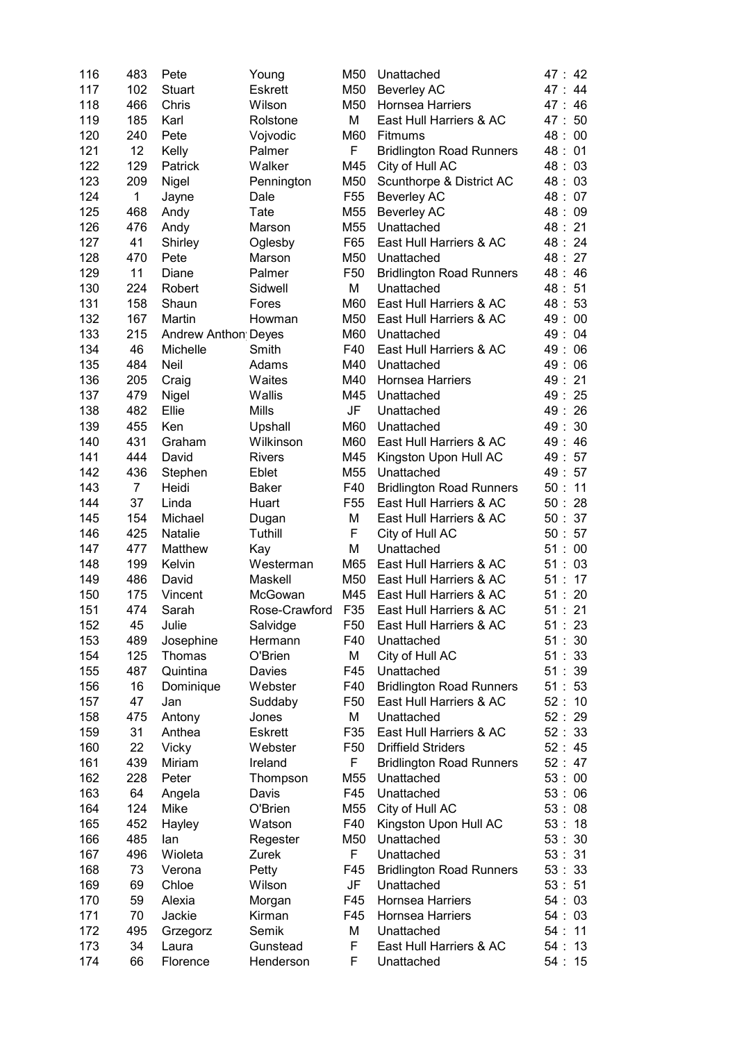| 116 | 483 | Pete | Young | M50 | Unattached | 47 : 42 |
|---|---|---|---|---|---|---|
| 117 | 102 | Stuart | Eskrett | M50 | Beverley AC | 47 : 44 |
| 118 | 466 | Chris | Wilson | M50 | Hornsea Harriers | 47 : 46 |
| 119 | 185 | Karl | Rolstone | M | East Hull Harriers & AC | 47 : 50 |
| 120 | 240 | Pete | Vojvodic | M60 | Fitmums | 48 : 00 |
| 121 | 12 | Kelly | Palmer | F | Bridlington Road Runners | 48 : 01 |
| 122 | 129 | Patrick | Walker | M45 | City of Hull AC | 48 : 03 |
| 123 | 209 | Nigel | Pennington | M50 | Scunthorpe & District AC | 48 : 03 |
| 124 | 1 | Jayne | Dale | F55 | Beverley AC | 48 : 07 |
| 125 | 468 | Andy | Tate | M55 | Beverley AC | 48 : 09 |
| 126 | 476 | Andy | Marson | M55 | Unattached | 48 : 21 |
| 127 | 41 | Shirley | Oglesby | F65 | East Hull Harriers & AC | 48 : 24 |
| 128 | 470 | Pete | Marson | M50 | Unattached | 48 : 27 |
| 129 | 11 | Diane | Palmer | F50 | Bridlington Road Runners | 48 : 46 |
| 130 | 224 | Robert | Sidwell | M | Unattached | 48 : 51 |
| 131 | 158 | Shaun | Fores | M60 | East Hull Harriers & AC | 48 : 53 |
| 132 | 167 | Martin | Howman | M50 | East Hull Harriers & AC | 49 : 00 |
| 133 | 215 | Andrew Anthon | Deyes | M60 | Unattached | 49 : 04 |
| 134 | 46 | Michelle | Smith | F40 | East Hull Harriers & AC | 49 : 06 |
| 135 | 484 | Neil | Adams | M40 | Unattached | 49 : 06 |
| 136 | 205 | Craig | Waites | M40 | Hornsea Harriers | 49 : 21 |
| 137 | 479 | Nigel | Wallis | M45 | Unattached | 49 : 25 |
| 138 | 482 | Ellie | Mills | JF | Unattached | 49 : 26 |
| 139 | 455 | Ken | Upshall | M60 | Unattached | 49 : 30 |
| 140 | 431 | Graham | Wilkinson | M60 | East Hull Harriers & AC | 49 : 46 |
| 141 | 444 | David | Rivers | M45 | Kingston Upon Hull AC | 49 : 57 |
| 142 | 436 | Stephen | Eblet | M55 | Unattached | 49 : 57 |
| 143 | 7 | Heidi | Baker | F40 | Bridlington Road Runners | 50 : 11 |
| 144 | 37 | Linda | Huart | F55 | East Hull Harriers & AC | 50 : 28 |
| 145 | 154 | Michael | Dugan | M | East Hull Harriers & AC | 50 : 37 |
| 146 | 425 | Natalie | Tuthill | F | City of Hull AC | 50 : 57 |
| 147 | 477 | Matthew | Kay | M | Unattached | 51 : 00 |
| 148 | 199 | Kelvin | Westerman | M65 | East Hull Harriers & AC | 51 : 03 |
| 149 | 486 | David | Maskell | M50 | East Hull Harriers & AC | 51 : 17 |
| 150 | 175 | Vincent | McGowan | M45 | East Hull Harriers & AC | 51 : 20 |
| 151 | 474 | Sarah | Rose-Crawford | F35 | East Hull Harriers & AC | 51 : 21 |
| 152 | 45 | Julie | Salvidge | F50 | East Hull Harriers & AC | 51 : 23 |
| 153 | 489 | Josephine | Hermann | F40 | Unattached | 51 : 30 |
| 154 | 125 | Thomas | O'Brien | M | City of Hull AC | 51 : 33 |
| 155 | 487 | Quintina | Davies | F45 | Unattached | 51 : 39 |
| 156 | 16 | Dominique | Webster | F40 | Bridlington Road Runners | 51 : 53 |
| 157 | 47 | Jan | Suddaby | F50 | East Hull Harriers & AC | 52 : 10 |
| 158 | 475 | Antony | Jones | M | Unattached | 52 : 29 |
| 159 | 31 | Anthea | Eskrett | F35 | East Hull Harriers & AC | 52 : 33 |
| 160 | 22 | Vicky | Webster | F50 | Driffield Striders | 52 : 45 |
| 161 | 439 | Miriam | Ireland | F | Bridlington Road Runners | 52 : 47 |
| 162 | 228 | Peter | Thompson | M55 | Unattached | 53 : 00 |
| 163 | 64 | Angela | Davis | F45 | Unattached | 53 : 06 |
| 164 | 124 | Mike | O'Brien | M55 | City of Hull AC | 53 : 08 |
| 165 | 452 | Hayley | Watson | F40 | Kingston Upon Hull AC | 53 : 18 |
| 166 | 485 | Ian | Regester | M50 | Unattached | 53 : 30 |
| 167 | 496 | Wioleta | Zurek | F | Unattached | 53 : 31 |
| 168 | 73 | Verona | Petty | F45 | Bridlington Road Runners | 53 : 33 |
| 169 | 69 | Chloe | Wilson | JF | Unattached | 53 : 51 |
| 170 | 59 | Alexia | Morgan | F45 | Hornsea Harriers | 54 : 03 |
| 171 | 70 | Jackie | Kirman | F45 | Hornsea Harriers | 54 : 03 |
| 172 | 495 | Grzegorz | Semik | M | Unattached | 54 : 11 |
| 173 | 34 | Laura | Gunstead | F | East Hull Harriers & AC | 54 : 13 |
| 174 | 66 | Florence | Henderson | F | Unattached | 54 : 15 |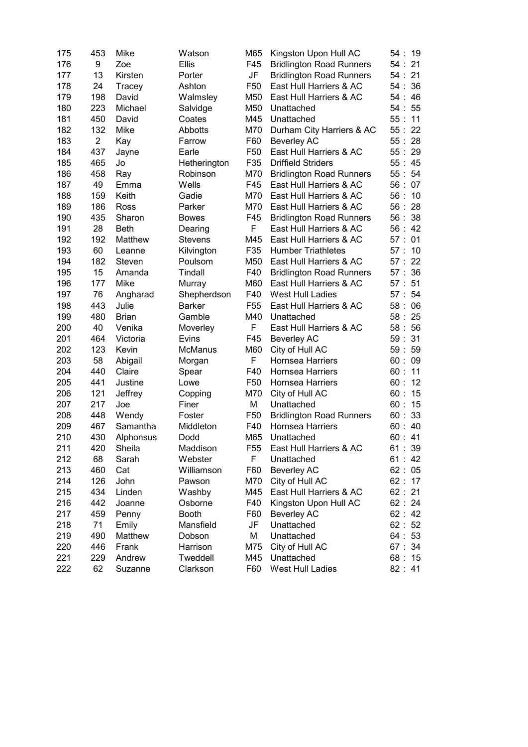| | | | | | | |
|---|---|---|---|---|---|---|
| 175 | 453 | Mike | Watson | M65 | Kingston Upon Hull AC | 54 : 19 |
| 176 | 9 | Zoe | Ellis | F45 | Bridlington Road Runners | 54 : 21 |
| 177 | 13 | Kirsten | Porter | JF | Bridlington Road Runners | 54 : 21 |
| 178 | 24 | Tracey | Ashton | F50 | East Hull Harriers & AC | 54 : 36 |
| 179 | 198 | David | Walmsley | M50 | East Hull Harriers & AC | 54 : 46 |
| 180 | 223 | Michael | Salvidge | M50 | Unattached | 54 : 55 |
| 181 | 450 | David | Coates | M45 | Unattached | 55 : 11 |
| 182 | 132 | Mike | Abbotts | M70 | Durham City Harriers & AC | 55 : 22 |
| 183 | 2 | Kay | Farrow | F60 | Beverley AC | 55 : 28 |
| 184 | 437 | Jayne | Earle | F50 | East Hull Harriers & AC | 55 : 29 |
| 185 | 465 | Jo | Hetherington | F35 | Driffield Striders | 55 : 45 |
| 186 | 458 | Ray | Robinson | M70 | Bridlington Road Runners | 55 : 54 |
| 187 | 49 | Emma | Wells | F45 | East Hull Harriers & AC | 56 : 07 |
| 188 | 159 | Keith | Gadie | M70 | East Hull Harriers & AC | 56 : 10 |
| 189 | 186 | Ross | Parker | M70 | East Hull Harriers & AC | 56 : 28 |
| 190 | 435 | Sharon | Bowes | F45 | Bridlington Road Runners | 56 : 38 |
| 191 | 28 | Beth | Dearing | F | East Hull Harriers & AC | 56 : 42 |
| 192 | 192 | Matthew | Stevens | M45 | East Hull Harriers & AC | 57 : 01 |
| 193 | 60 | Leanne | Kilvington | F35 | Humber Triathletes | 57 : 10 |
| 194 | 182 | Steven | Poulsom | M50 | East Hull Harriers & AC | 57 : 22 |
| 195 | 15 | Amanda | Tindall | F40 | Bridlington Road Runners | 57 : 36 |
| 196 | 177 | Mike | Murray | M60 | East Hull Harriers & AC | 57 : 51 |
| 197 | 76 | Angharad | Shepherdson | F40 | West Hull Ladies | 57 : 54 |
| 198 | 443 | Julie | Barker | F55 | East Hull Harriers & AC | 58 : 06 |
| 199 | 480 | Brian | Gamble | M40 | Unattached | 58 : 25 |
| 200 | 40 | Venika | Moverley | F | East Hull Harriers & AC | 58 : 56 |
| 201 | 464 | Victoria | Evins | F45 | Beverley AC | 59 : 31 |
| 202 | 123 | Kevin | McManus | M60 | City of Hull AC | 59 : 59 |
| 203 | 58 | Abigail | Morgan | F | Hornsea Harriers | 60 : 09 |
| 204 | 440 | Claire | Spear | F40 | Hornsea Harriers | 60 : 11 |
| 205 | 441 | Justine | Lowe | F50 | Hornsea Harriers | 60 : 12 |
| 206 | 121 | Jeffrey | Copping | M70 | City of Hull AC | 60 : 15 |
| 207 | 217 | Joe | Finer | M | Unattached | 60 : 15 |
| 208 | 448 | Wendy | Foster | F50 | Bridlington Road Runners | 60 : 33 |
| 209 | 467 | Samantha | Middleton | F40 | Hornsea Harriers | 60 : 40 |
| 210 | 430 | Alphonsus | Dodd | M65 | Unattached | 60 : 41 |
| 211 | 420 | Sheila | Maddison | F55 | East Hull Harriers & AC | 61 : 39 |
| 212 | 68 | Sarah | Webster | F | Unattached | 61 : 42 |
| 213 | 460 | Cat | Williamson | F60 | Beverley AC | 62 : 05 |
| 214 | 126 | John | Pawson | M70 | City of Hull AC | 62 : 17 |
| 215 | 434 | Linden | Washby | M45 | East Hull Harriers & AC | 62 : 21 |
| 216 | 442 | Joanne | Osborne | F40 | Kingston Upon Hull AC | 62 : 24 |
| 217 | 459 | Penny | Booth | F60 | Beverley AC | 62 : 42 |
| 218 | 71 | Emily | Mansfield | JF | Unattached | 62 : 52 |
| 219 | 490 | Matthew | Dobson | M | Unattached | 64 : 53 |
| 220 | 446 | Frank | Harrison | M75 | City of Hull AC | 67 : 34 |
| 221 | 229 | Andrew | Tweddell | M45 | Unattached | 68 : 15 |
| 222 | 62 | Suzanne | Clarkson | F60 | West Hull Ladies | 82 : 41 |